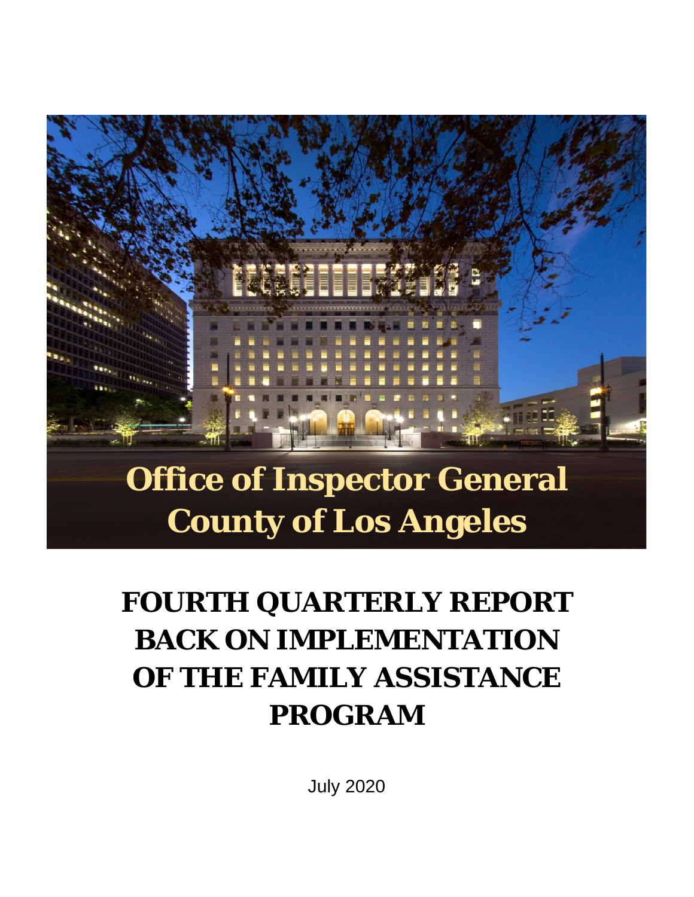# Office of Inspector General County of Los Angeles

# FOURTH QUARTERLY REPORT BACK ON IMPLEMENTATION OF THE FAMILY ASSISTANCE PROGRAM

July 2020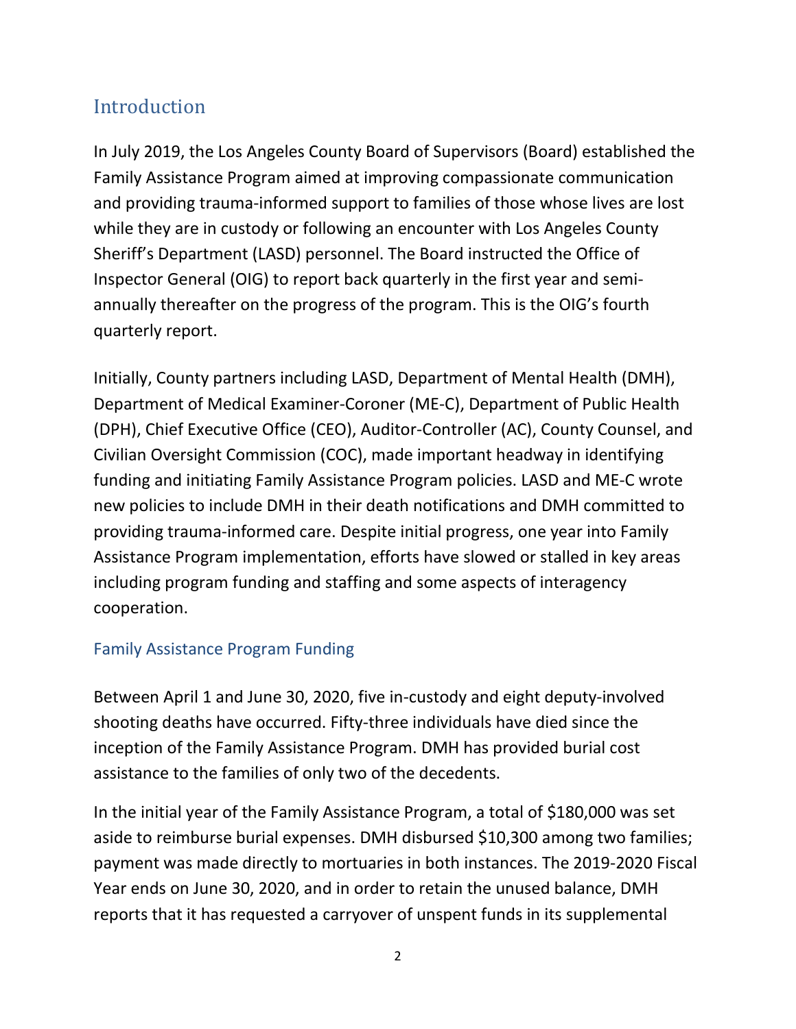## Introduction

In July 2019, the Los Angeles County Board of Supervisors (Board) established the Family Assistance Program aimed at improving compassionate communication and providing trauma-informed support to families of those whose lives are lost while they are in custody or following an encounter with Los Angeles County Sheriff's Department (LASD) personnel. The Board instructed the Office of Inspector General (OIG) to report back quarterly in the first year and semi-annually thereafter on the progress of the program. This is the OIG's fourth quarterly report.

Initially, County partners including LASD, Department of Mental Health (DMH), Department of Medical Examiner-Coroner (ME-C), Department of Public Health (DPH), Chief Executive Office (CEO), Auditor-Controller (AC), County Counsel, and Civilian Oversight Commission (COC), made important headway in identifying funding and initiating Family Assistance Program policies. LASD and ME-C wrote new policies to include DMH in their death notifications and DMH committed to providing trauma-informed care. Despite initial progress, one year into Family Assistance Program implementation, efforts have slowed or stalled in key areas including program funding and staffing and some aspects of interagency cooperation.

### Family Assistance Program Funding

Between April 1 and June 30, 2020, five in-custody and eight deputy-involved shooting deaths have occurred. Fifty-three individuals have died since the inception of the Family Assistance Program. DMH has provided burial cost assistance to the families of only two of the decedents.

In the initial year of the Family Assistance Program, a total of $180,000 was set aside to reimburse burial expenses. DMH disbursed $10,300 among two families; payment was made directly to mortuaries in both instances. The 2019-2020 Fiscal Year ends on June 30, 2020, and in order to retain the unused balance, DMH reports that it has requested a carryover of unspent funds in its supplemental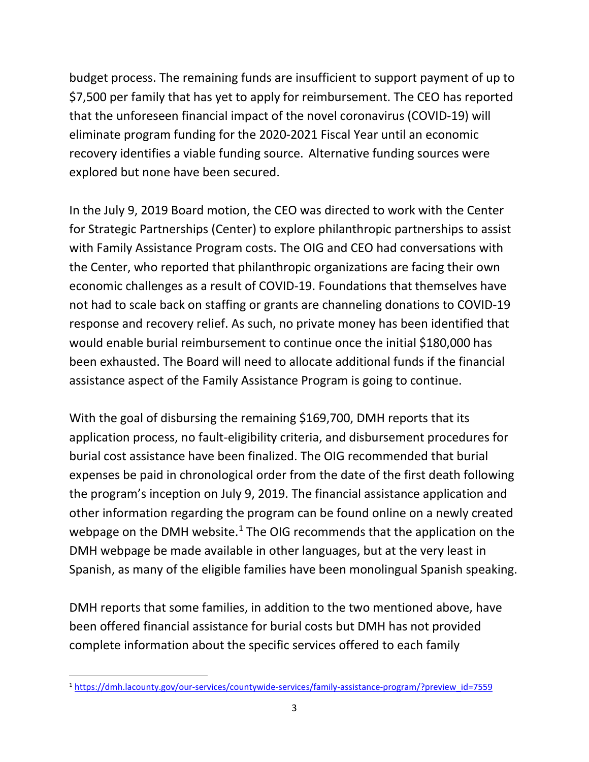budget process. The remaining funds are insufficient to support payment of up to $7,500 per family that has yet to apply for reimbursement. The CEO has reported that the unforeseen financial impact of the novel coronavirus (COVID-19) will eliminate program funding for the 2020-2021 Fiscal Year until an economic recovery identifies a viable funding source. Alternative funding sources were explored but none have been secured.

In the July 9, 2019 Board motion, the CEO was directed to work with the Center for Strategic Partnerships (Center) to explore philanthropic partnerships to assist with Family Assistance Program costs. The OIG and CEO had conversations with the Center, who reported that philanthropic organizations are facing their own economic challenges as a result of COVID-19. Foundations that themselves have not had to scale back on staffing or grants are channeling donations to COVID-19 response and recovery relief. As such, no private money has been identified that would enable burial reimbursement to continue once the initial $180,000 has been exhausted. The Board will need to allocate additional funds if the financial assistance aspect of the Family Assistance Program is going to continue.

With the goal of disbursing the remaining $169,700, DMH reports that its application process, no fault-eligibility criteria, and disbursement procedures for burial cost assistance have been finalized. The OIG recommended that burial expenses be paid in chronological order from the date of the first death following the program's inception on July 9, 2019. The financial assistance application and other information regarding the program can be found online on a newly created webpage on the DMH website.[1] The OIG recommends that the application on the DMH webpage be made available in other languages, but at the very least in Spanish, as many of the eligible families have been monolingual Spanish speaking.

DMH reports that some families, in addition to the two mentioned above, have been offered financial assistance for burial costs but DMH has not provided complete information about the specific services offered to each family

[1] https://dmh.lacounty.gov/our-services/countywide-services/family-assistance-program/?preview_id=7559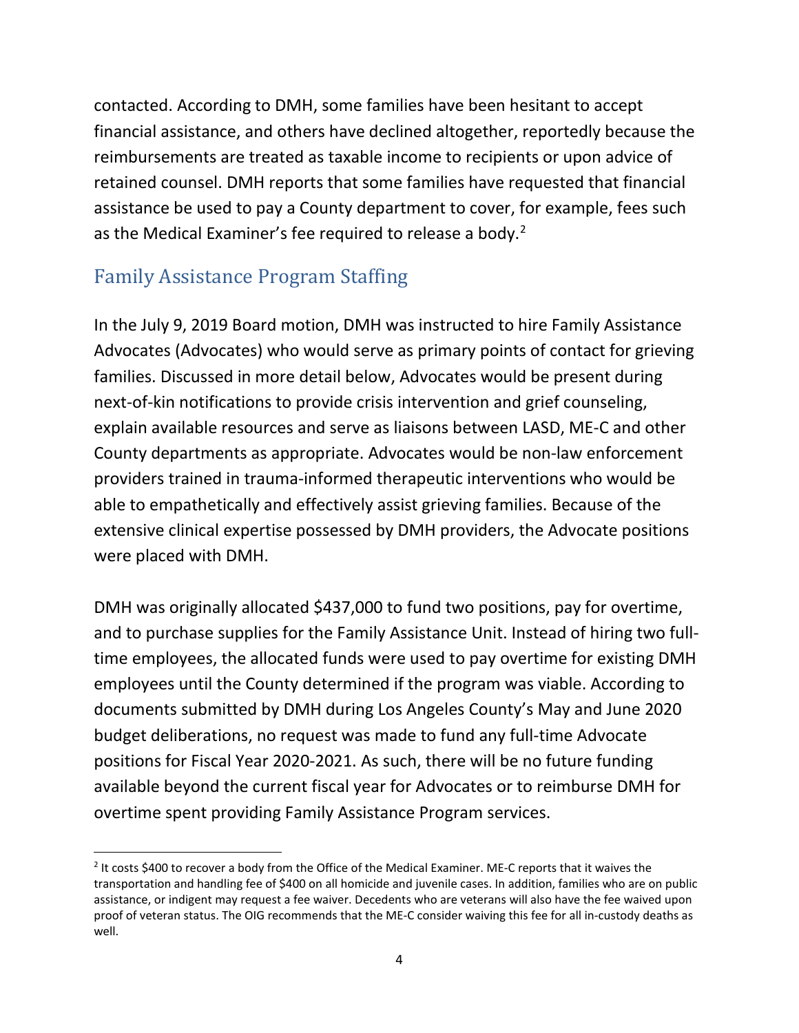contacted. According to DMH, some families have been hesitant to accept financial assistance, and others have declined altogether, reportedly because the reimbursements are treated as taxable income to recipients or upon advice of retained counsel. DMH reports that some families have requested that financial assistance be used to pay a County department to cover, for example, fees such as the Medical Examiner's fee required to release a body.[2]

## Family Assistance Program Staffing

In the July 9, 2019 Board motion, DMH was instructed to hire Family Assistance Advocates (Advocates) who would serve as primary points of contact for grieving families. Discussed in more detail below, Advocates would be present during next-of-kin notifications to provide crisis intervention and grief counseling, explain available resources and serve as liaisons between LASD, ME-C and other County departments as appropriate. Advocates would be non-law enforcement providers trained in trauma-informed therapeutic interventions who would be able to empathetically and effectively assist grieving families. Because of the extensive clinical expertise possessed by DMH providers, the Advocate positions were placed with DMH.

DMH was originally allocated $437,000 to fund two positions, pay for overtime, and to purchase supplies for the Family Assistance Unit. Instead of hiring two full-time employees, the allocated funds were used to pay overtime for existing DMH employees until the County determined if the program was viable. According to documents submitted by DMH during Los Angeles County's May and June 2020 budget deliberations, no request was made to fund any full-time Advocate positions for Fiscal Year 2020-2021. As such, there will be no future funding available beyond the current fiscal year for Advocates or to reimburse DMH for overtime spent providing Family Assistance Program services.

---

[2] It costs $400 to recover a body from the Office of the Medical Examiner. ME-C reports that it waives the transportation and handling fee of $400 on all homicide and juvenile cases. In addition, families who are on public assistance, or indigent may request a fee waiver. Decedents who are veterans will also have the fee waived upon proof of veteran status. The OIG recommends that the ME-C consider waiving this fee for all in-custody deaths as well.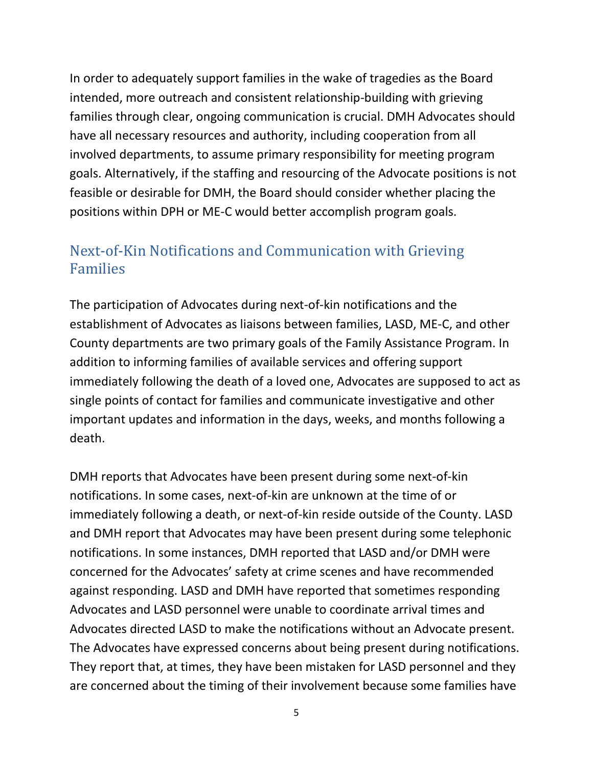In order to adequately support families in the wake of tragedies as the Board intended, more outreach and consistent relationship-building with grieving families through clear, ongoing communication is crucial. DMH Advocates should have all necessary resources and authority, including cooperation from all involved departments, to assume primary responsibility for meeting program goals. Alternatively, if the staffing and resourcing of the Advocate positions is not feasible or desirable for DMH, the Board should consider whether placing the positions within DPH or ME-C would better accomplish program goals.

## Next-of-Kin Notifications and Communication with Grieving Families

The participation of Advocates during next-of-kin notifications and the establishment of Advocates as liaisons between families, LASD, ME-C, and other County departments are two primary goals of the Family Assistance Program. In addition to informing families of available services and offering support immediately following the death of a loved one, Advocates are supposed to act as single points of contact for families and communicate investigative and other important updates and information in the days, weeks, and months following a death.

DMH reports that Advocates have been present during some next-of-kin notifications. In some cases, next-of-kin are unknown at the time of or immediately following a death, or next-of-kin reside outside of the County. LASD and DMH report that Advocates may have been present during some telephonic notifications. In some instances, DMH reported that LASD and/or DMH were concerned for the Advocates' safety at crime scenes and have recommended against responding. LASD and DMH have reported that sometimes responding Advocates and LASD personnel were unable to coordinate arrival times and Advocates directed LASD to make the notifications without an Advocate present. The Advocates have expressed concerns about being present during notifications. They report that, at times, they have been mistaken for LASD personnel and they are concerned about the timing of their involvement because some families have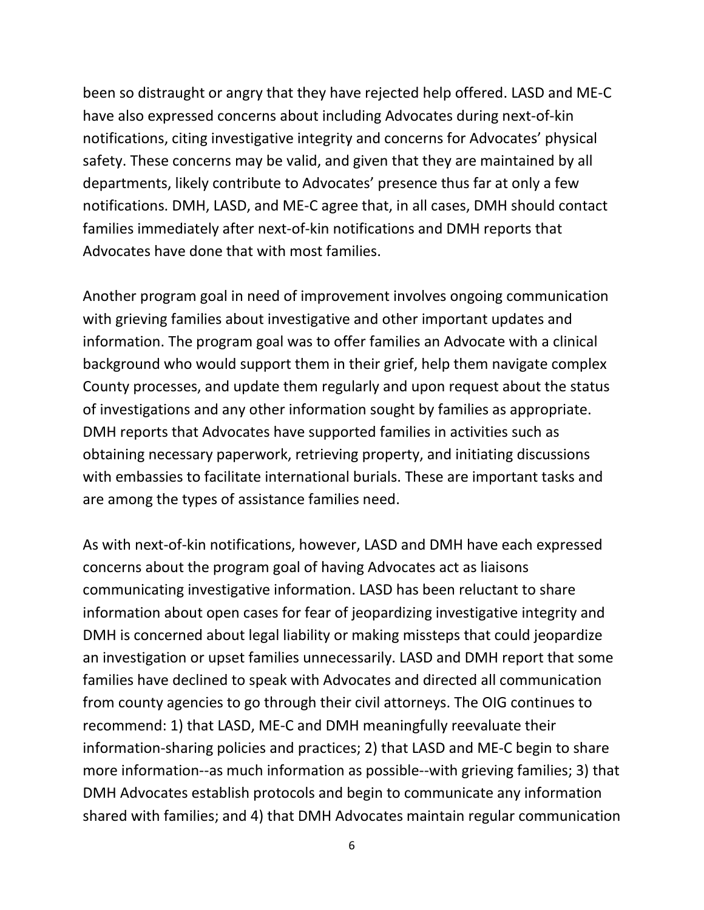been so distraught or angry that they have rejected help offered. LASD and ME-C have also expressed concerns about including Advocates during next-of-kin notifications, citing investigative integrity and concerns for Advocates' physical safety. These concerns may be valid, and given that they are maintained by all departments, likely contribute to Advocates' presence thus far at only a few notifications. DMH, LASD, and ME-C agree that, in all cases, DMH should contact families immediately after next-of-kin notifications and DMH reports that Advocates have done that with most families.

Another program goal in need of improvement involves ongoing communication with grieving families about investigative and other important updates and information. The program goal was to offer families an Advocate with a clinical background who would support them in their grief, help them navigate complex County processes, and update them regularly and upon request about the status of investigations and any other information sought by families as appropriate. DMH reports that Advocates have supported families in activities such as obtaining necessary paperwork, retrieving property, and initiating discussions with embassies to facilitate international burials. These are important tasks and are among the types of assistance families need.

As with next-of-kin notifications, however, LASD and DMH have each expressed concerns about the program goal of having Advocates act as liaisons communicating investigative information. LASD has been reluctant to share information about open cases for fear of jeopardizing investigative integrity and DMH is concerned about legal liability or making missteps that could jeopardize an investigation or upset families unnecessarily. LASD and DMH report that some families have declined to speak with Advocates and directed all communication from county agencies to go through their civil attorneys. The OIG continues to recommend: 1) that LASD, ME-C and DMH meaningfully reevaluate their information-sharing policies and practices; 2) that LASD and ME-C begin to share more information--as much information as possible--with grieving families; 3) that DMH Advocates establish protocols and begin to communicate any information shared with families; and 4) that DMH Advocates maintain regular communication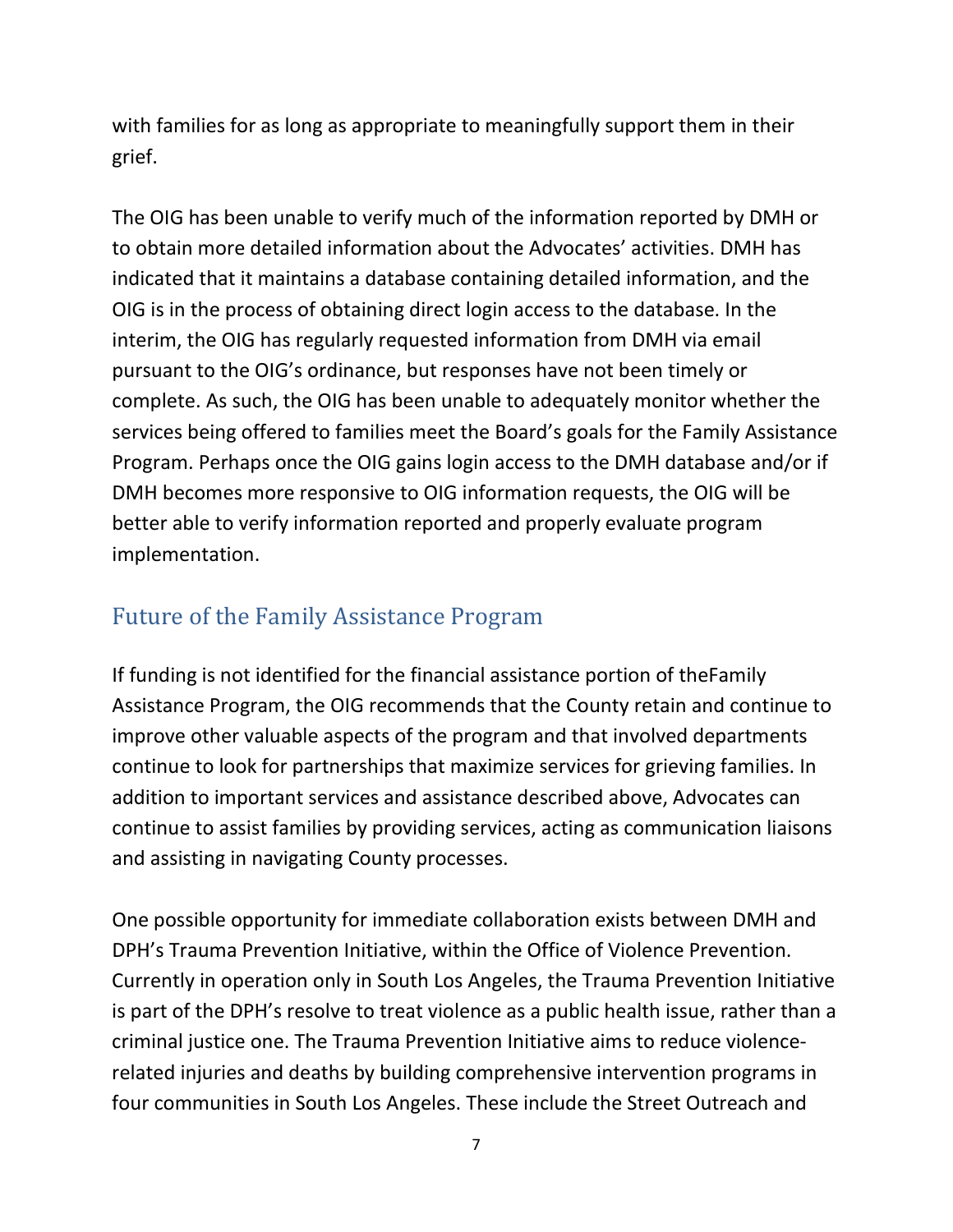with families for as long as appropriate to meaningfully support them in their grief.

The OIG has been unable to verify much of the information reported by DMH or to obtain more detailed information about the Advocates' activities. DMH has indicated that it maintains a database containing detailed information, and the OIG is in the process of obtaining direct login access to the database. In the interim, the OIG has regularly requested information from DMH via email pursuant to the OIG's ordinance, but responses have not been timely or complete. As such, the OIG has been unable to adequately monitor whether the services being offered to families meet the Board's goals for the Family Assistance Program. Perhaps once the OIG gains login access to the DMH database and/or if DMH becomes more responsive to OIG information requests, the OIG will be better able to verify information reported and properly evaluate program implementation.

## Future of the Family Assistance Program

If funding is not identified for the financial assistance portion of theFamily Assistance Program, the OIG recommends that the County retain and continue to improve other valuable aspects of the program and that involved departments continue to look for partnerships that maximize services for grieving families. In addition to important services and assistance described above, Advocates can continue to assist families by providing services, acting as communication liaisons and assisting in navigating County processes.

One possible opportunity for immediate collaboration exists between DMH and DPH's Trauma Prevention Initiative, within the Office of Violence Prevention. Currently in operation only in South Los Angeles, the Trauma Prevention Initiative is part of the DPH's resolve to treat violence as a public health issue, rather than a criminal justice one. The Trauma Prevention Initiative aims to reduce violence-related injuries and deaths by building comprehensive intervention programs in four communities in South Los Angeles. These include the Street Outreach and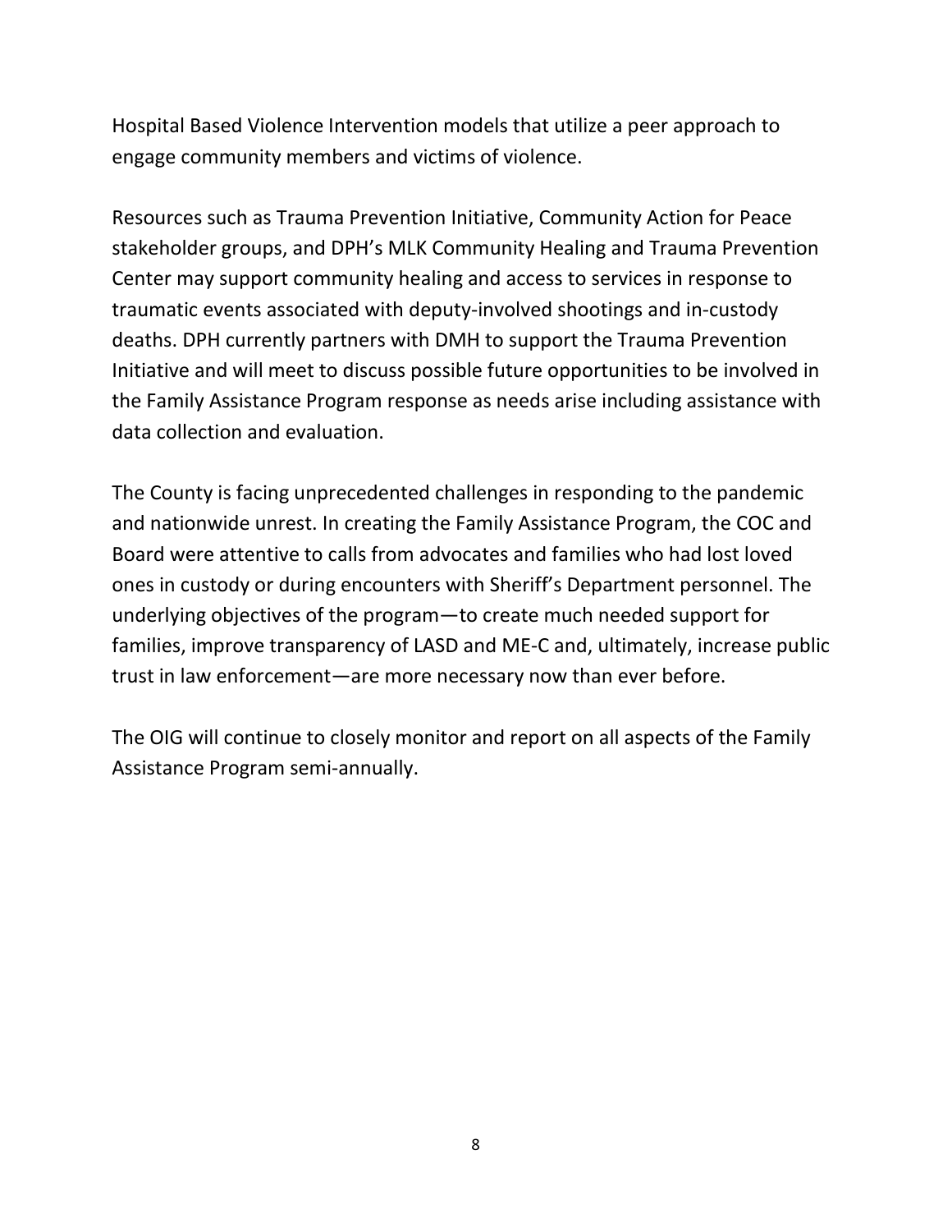Hospital Based Violence Intervention models that utilize a peer approach to engage community members and victims of violence.

Resources such as Trauma Prevention Initiative, Community Action for Peace stakeholder groups, and DPH's MLK Community Healing and Trauma Prevention Center may support community healing and access to services in response to traumatic events associated with deputy-involved shootings and in-custody deaths. DPH currently partners with DMH to support the Trauma Prevention Initiative and will meet to discuss possible future opportunities to be involved in the Family Assistance Program response as needs arise including assistance with data collection and evaluation.

The County is facing unprecedented challenges in responding to the pandemic and nationwide unrest. In creating the Family Assistance Program, the COC and Board were attentive to calls from advocates and families who had lost loved ones in custody or during encounters with Sheriff's Department personnel. The underlying objectives of the program—to create much needed support for families, improve transparency of LASD and ME-C and, ultimately, increase public trust in law enforcement—are more necessary now than ever before.

The OIG will continue to closely monitor and report on all aspects of the Family Assistance Program semi-annually.